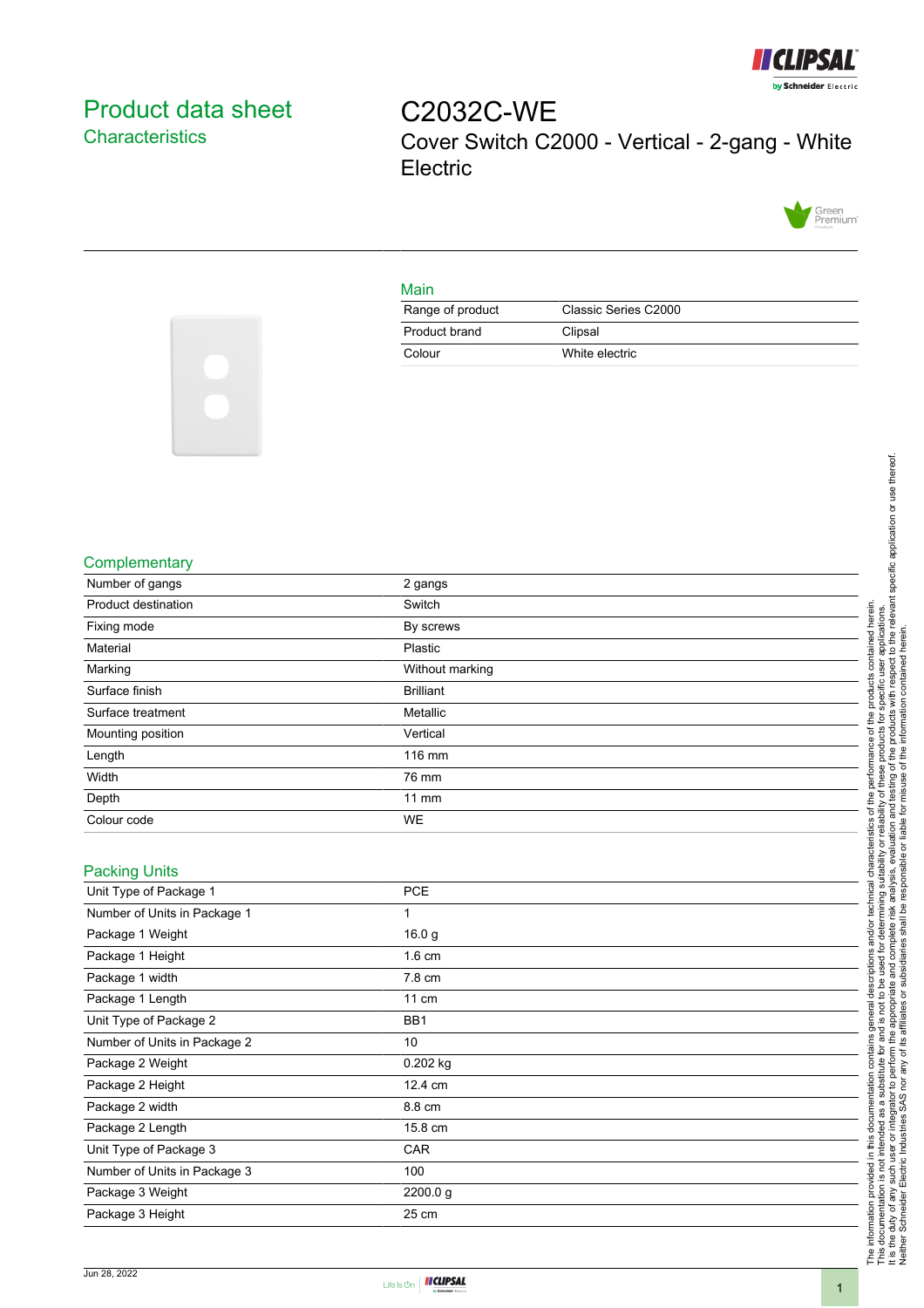# Product data sheet

## Characteristics

# C2032C-WE

Cover Switch C2000 - Vertical - 2-gang - White Electric

### Main

| | |
|---|---|
| Range of product | Classic Series C2000 |
| Product brand | Clipsal |
| Colour | White electric |

### Complementary

| | |
|---|---|
| Number of gangs | 2 gangs |
| Product destination | Switch |
| Fixing mode | By screws |
| Material | Plastic |
| Marking | Without marking |
| Surface finish | Brilliant |
| Surface treatment | Metallic |
| Mounting position | Vertical |
| Length | 116 mm |
| Width | 76 mm |
| Depth | 11 mm |
| Colour code | WE |

### Packing Units

| | |
|---|---|
| Unit Type of Package 1 | PCE |
| Number of Units in Package 1 | 1 |
| Package 1 Weight | 16.0 g |
| Package 1 Height | 1.6 cm |
| Package 1 width | 7.8 cm |
| Package 1 Length | 11 cm |
| Unit Type of Package 2 | BB1 |
| Number of Units in Package 2 | 10 |
| Package 2 Weight | 0.202 kg |
| Package 2 Height | 12.4 cm |
| Package 2 width | 8.8 cm |
| Package 2 Length | 15.8 cm |
| Unit Type of Package 3 | CAR |
| Number of Units in Package 3 | 100 |
| Package 3 Weight | 2200.0 g |
| Package 3 Height | 25 cm |

The information provided in this documentation contains general descriptions and/or technical characteristics of the performance of the products contained herein.
This documentation is not intended as a substitute for and is not to be used for determining suitability or reliability of these products for specific user applications.
It is the duty of any such user or integrator to perform the appropriate and complete risk analysis, evaluation and testing of the products with respect to the relevant specific application or use thereof.
Neither Schneider Electric Industries SAS nor any of its affiliates or subsidiaries shall be responsible or liable for misuse of the information contained herein.

Jun 28, 2022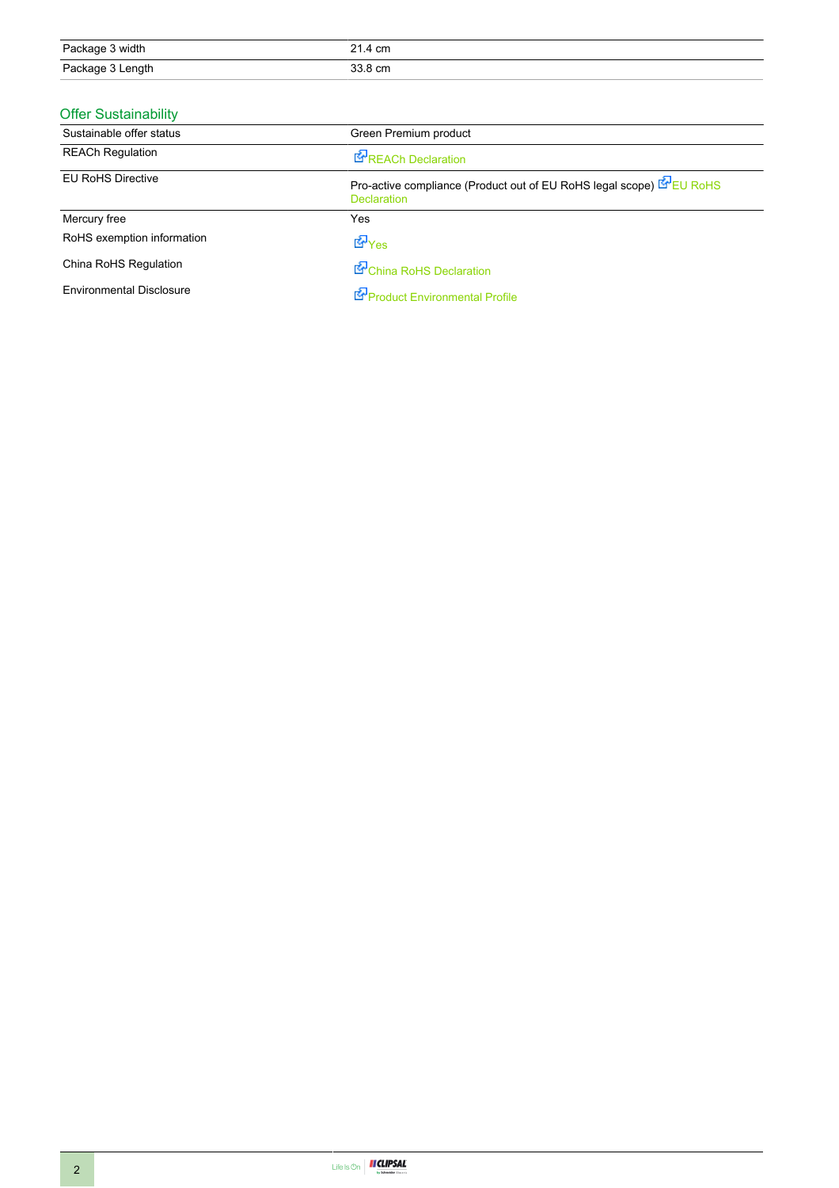| | |
|---|---|
| Package 3 width | 21.4 cm |
| Package 3 Length | 33.8 cm |

## Offer Sustainability

| | |
|---|---|
| Sustainable offer status | Green Premium product |
| REACh Regulation | REACh Declaration |
| EU RoHS Directive | Pro-active compliance (Product out of EU RoHS legal scope) EU RoHS Declaration |
| Mercury free | Yes |
| RoHS exemption information | Yes |
| China RoHS Regulation | China RoHS Declaration |
| Environmental Disclosure | Product Environmental Profile |